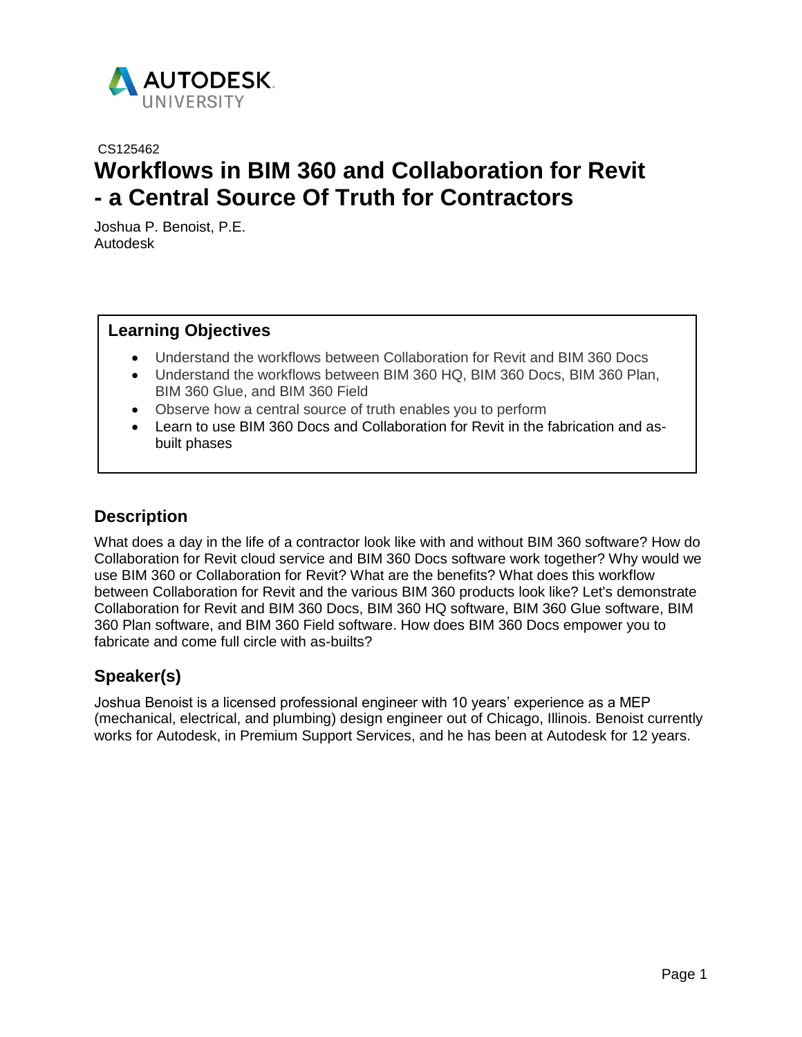AUTODESK UNIVERSITY

CS125462

# Workflows in BIM 360 and Collaboration for Revit - a Central Source Of Truth for Contractors

Joshua P. Benoist, P.E.
Autodesk

## Learning Objectives

- Understand the workflows between Collaboration for Revit and BIM 360 Docs
- Understand the workflows between BIM 360 HQ, BIM 360 Docs, BIM 360 Plan, BIM 360 Glue, and BIM 360 Field
- Observe how a central source of truth enables you to perform
- Learn to use BIM 360 Docs and Collaboration for Revit in the fabrication and as-built phases

## Description

What does a day in the life of a contractor look like with and without BIM 360 software? How do Collaboration for Revit cloud service and BIM 360 Docs software work together? Why would we use BIM 360 or Collaboration for Revit? What are the benefits? What does this workflow between Collaboration for Revit and the various BIM 360 products look like? Let's demonstrate Collaboration for Revit and BIM 360 Docs, BIM 360 HQ software, BIM 360 Glue software, BIM 360 Plan software, and BIM 360 Field software. How does BIM 360 Docs empower you to fabricate and come full circle with as-builts?

## Speaker(s)

Joshua Benoist is a licensed professional engineer with 10 years' experience as a MEP (mechanical, electrical, and plumbing) design engineer out of Chicago, Illinois. Benoist currently works for Autodesk, in Premium Support Services, and he has been at Autodesk for 12 years.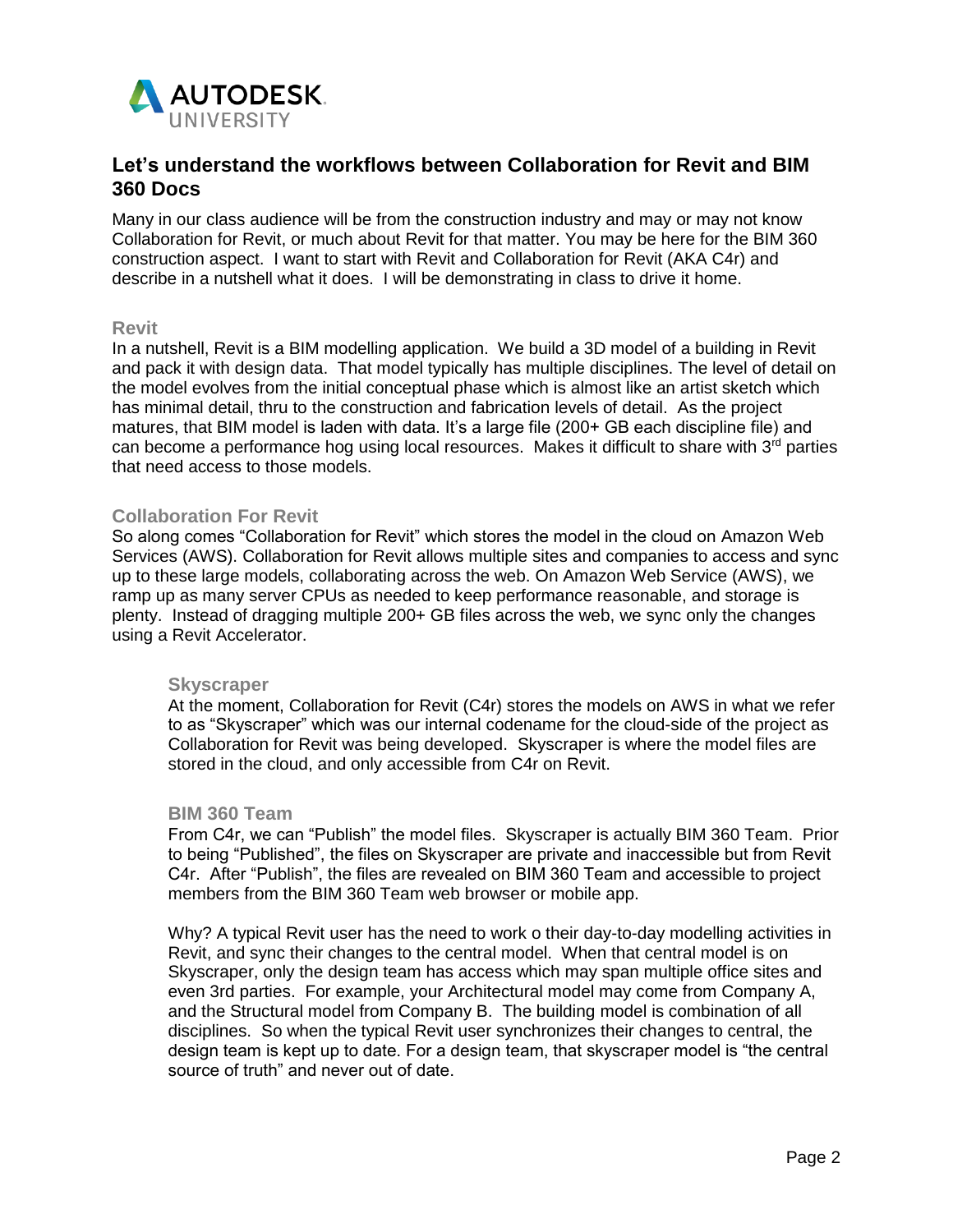## Let's understand the workflows between Collaboration for Revit and BIM 360 Docs

Many in our class audience will be from the construction industry and may or may not know Collaboration for Revit, or much about Revit for that matter. You may be here for the BIM 360 construction aspect. I want to start with Revit and Collaboration for Revit (AKA C4r) and describe in a nutshell what it does. I will be demonstrating in class to drive it home.

### Revit

In a nutshell, Revit is a BIM modelling application. We build a 3D model of a building in Revit and pack it with design data. That model typically has multiple disciplines. The level of detail on the model evolves from the initial conceptual phase which is almost like an artist sketch which has minimal detail, thru to the construction and fabrication levels of detail. As the project matures, that BIM model is laden with data. It's a large file (200+ GB each discipline file) and can become a performance hog using local resources. Makes it difficult to share with 3rd parties that need access to those models.

### Collaboration For Revit

So along comes "Collaboration for Revit" which stores the model in the cloud on Amazon Web Services (AWS). Collaboration for Revit allows multiple sites and companies to access and sync up to these large models, collaborating across the web. On Amazon Web Service (AWS), we ramp up as many server CPUs as needed to keep performance reasonable, and storage is plenty. Instead of dragging multiple 200+ GB files across the web, we sync only the changes using a Revit Accelerator.

#### Skyscraper

At the moment, Collaboration for Revit (C4r) stores the models on AWS in what we refer to as "Skyscraper" which was our internal codename for the cloud-side of the project as Collaboration for Revit was being developed. Skyscraper is where the model files are stored in the cloud, and only accessible from C4r on Revit.

#### BIM 360 Team

From C4r, we can "Publish" the model files. Skyscraper is actually BIM 360 Team. Prior to being "Published", the files on Skyscraper are private and inaccessible but from Revit C4r. After "Publish", the files are revealed on BIM 360 Team and accessible to project members from the BIM 360 Team web browser or mobile app.

Why? A typical Revit user has the need to work o their day-to-day modelling activities in Revit, and sync their changes to the central model. When that central model is on Skyscraper, only the design team has access which may span multiple office sites and even 3rd parties. For example, your Architectural model may come from Company A, and the Structural model from Company B. The building model is combination of all disciplines. So when the typical Revit user synchronizes their changes to central, the design team is kept up to date. For a design team, that skyscraper model is "the central source of truth" and never out of date.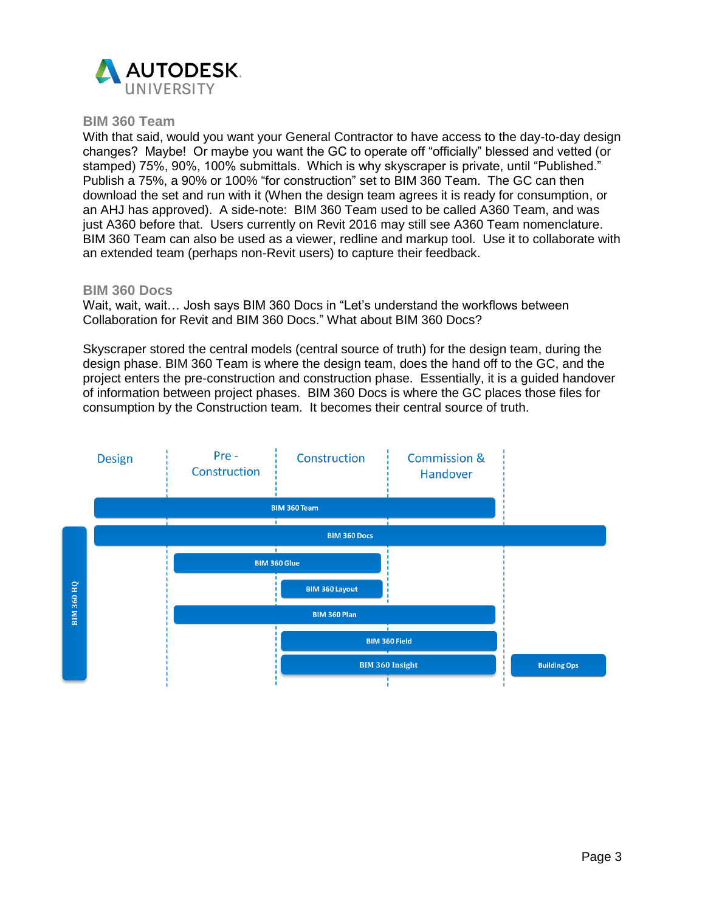### BIM 360 Team

With that said, would you want your General Contractor to have access to the day-to-day design changes? Maybe! Or maybe you want the GC to operate off "officially" blessed and vetted (or stamped) 75%, 90%, 100% submittals. Which is why skyscraper is private, until "Published." Publish a 75%, a 90% or 100% "for construction" set to BIM 360 Team. The GC can then download the set and run with it (When the design team agrees it is ready for consumption, or an AHJ has approved). A side-note: BIM 360 Team used to be called A360 Team, and was just A360 before that. Users currently on Revit 2016 may still see A360 Team nomenclature. BIM 360 Team can also be used as a viewer, redline and markup tool. Use it to collaborate with an extended team (perhaps non-Revit users) to capture their feedback.

### BIM 360 Docs

Wait, wait, wait… Josh says BIM 360 Docs in "Let's understand the workflows between Collaboration for Revit and BIM 360 Docs." What about BIM 360 Docs?

Skyscraper stored the central models (central source of truth) for the design team, during the design phase. BIM 360 Team is where the design team, does the hand off to the GC, and the project enters the pre-construction and construction phase. Essentially, it is a guided handover of information between project phases. BIM 360 Docs is where the GC places those files for consumption by the Construction team. It becomes their central source of truth.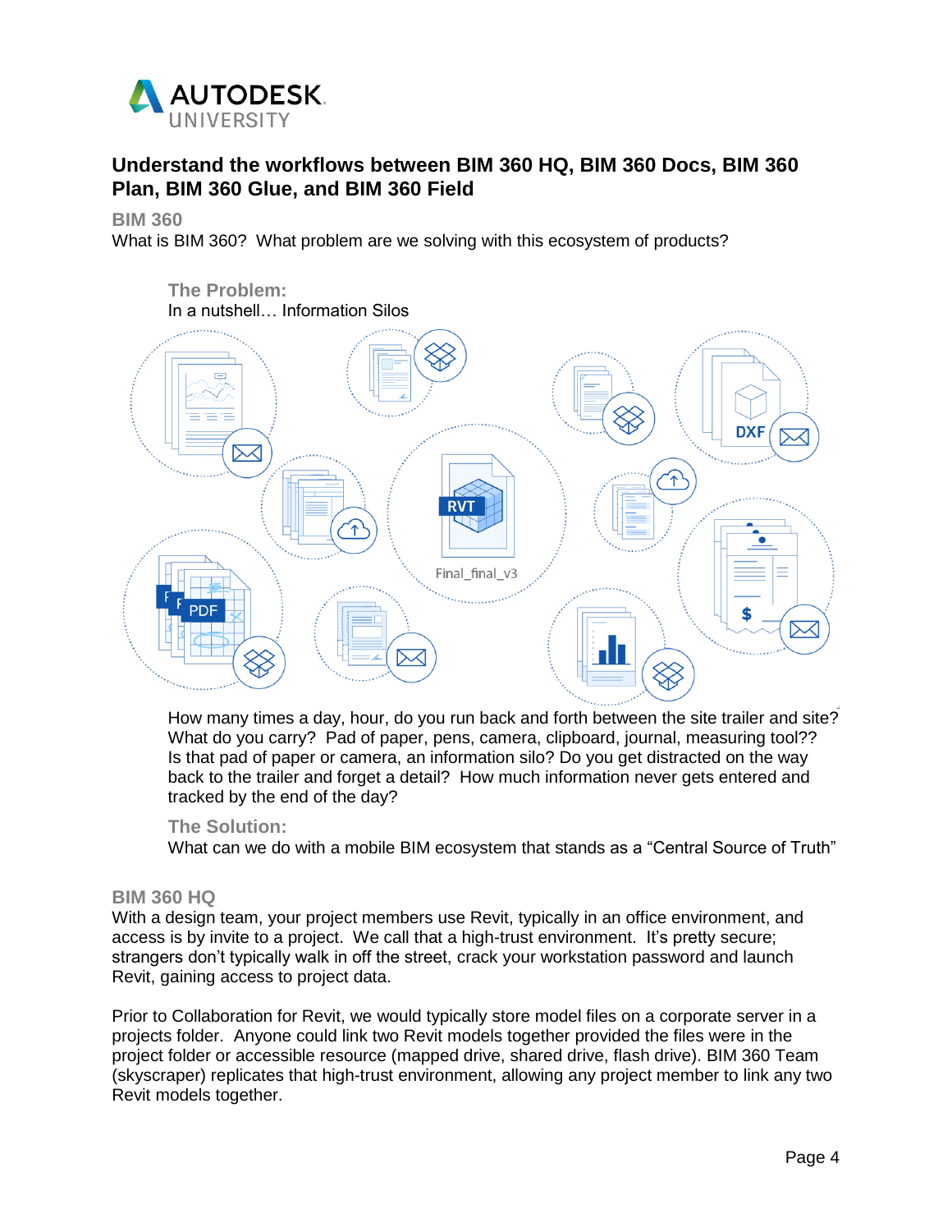# Understand the workflows between BIM 360 HQ, BIM 360 Docs, BIM 360 Plan, BIM 360 Glue, and BIM 360 Field

## BIM 360

What is BIM 360? What problem are we solving with this ecosystem of products?

### The Problem:

In a nutshell… Information Silos

How many times a day, hour, do you run back and forth between the site trailer and site? What do you carry? Pad of paper, pens, camera, clipboard, journal, measuring tool?? Is that pad of paper or camera, an information silo? Do you get distracted on the way back to the trailer and forget a detail? How much information never gets entered and tracked by the end of the day?

### The Solution:

What can we do with a mobile BIM ecosystem that stands as a "Central Source of Truth"

## BIM 360 HQ

With a design team, your project members use Revit, typically in an office environment, and access is by invite to a project. We call that a high-trust environment. It's pretty secure; strangers don't typically walk in off the street, crack your workstation password and launch Revit, gaining access to project data.

Prior to Collaboration for Revit, we would typically store model files on a corporate server in a projects folder. Anyone could link two Revit models together provided the files were in the project folder or accessible resource (mapped drive, shared drive, flash drive). BIM 360 Team (skyscraper) replicates that high-trust environment, allowing any project member to link any two Revit models together.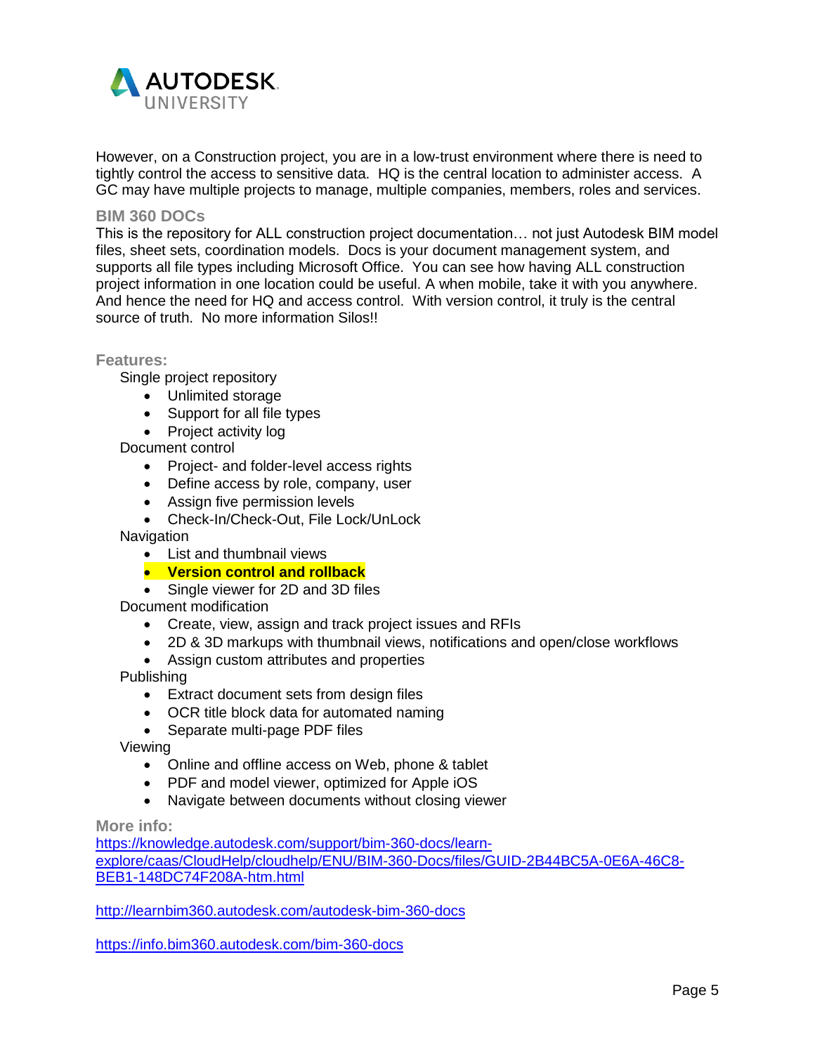However, on a Construction project, you are in a low-trust environment where there is need to tightly control the access to sensitive data. HQ is the central location to administer access. A GC may have multiple projects to manage, multiple companies, members, roles and services.

### BIM 360 DOCs

This is the repository for ALL construction project documentation… not just Autodesk BIM model files, sheet sets, coordination models. Docs is your document management system, and supports all file types including Microsoft Office. You can see how having ALL construction project information in one location could be useful. A when mobile, take it with you anywhere. And hence the need for HQ and access control. With version control, it truly is the central source of truth. No more information Silos!!

### Features:

Single project repository

- Unlimited storage
- Support for all file types
- Project activity log

Document control

- Project- and folder-level access rights
- Define access by role, company, user
- Assign five permission levels
- Check-In/Check-Out, File Lock/UnLock

Navigation

- List and thumbnail views
- **Version control and rollback**
- Single viewer for 2D and 3D files

Document modification

- Create, view, assign and track project issues and RFIs
- 2D & 3D markups with thumbnail views, notifications and open/close workflows
- Assign custom attributes and properties

Publishing

- Extract document sets from design files
- OCR title block data for automated naming
- Separate multi-page PDF files

Viewing

- Online and offline access on Web, phone & tablet
- PDF and model viewer, optimized for Apple iOS
- Navigate between documents without closing viewer

### More info:

https://knowledge.autodesk.com/support/bim-360-docs/learn-explore/caas/CloudHelp/cloudhelp/ENU/BIM-360-Docs/files/GUID-2B44BC5A-0E6A-46C8-BEB1-148DC74F208A-htm.html

http://learnbim360.autodesk.com/autodesk-bim-360-docs

https://info.bim360.autodesk.com/bim-360-docs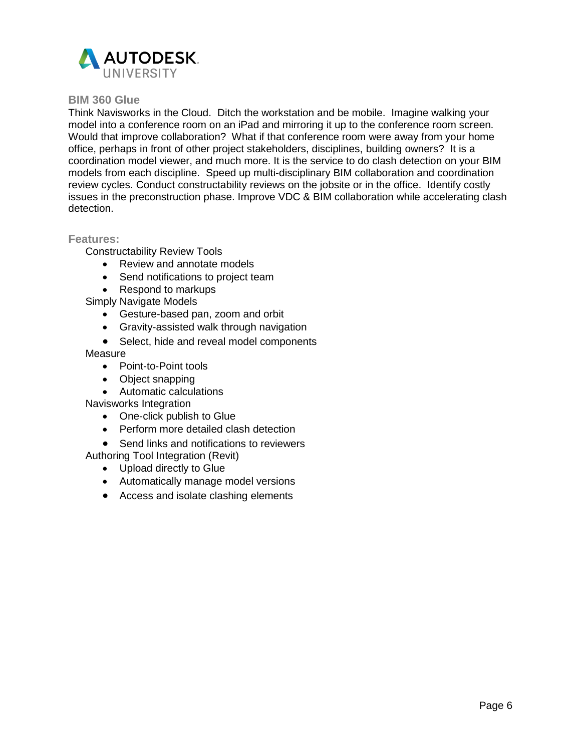## BIM 360 Glue

Think Navisworks in the Cloud. Ditch the workstation and be mobile. Imagine walking your model into a conference room on an iPad and mirroring it up to the conference room screen. Would that improve collaboration? What if that conference room were away from your home office, perhaps in front of other project stakeholders, disciplines, building owners? It is a coordination model viewer, and much more. It is the service to do clash detection on your BIM models from each discipline. Speed up multi-disciplinary BIM collaboration and coordination review cycles. Conduct constructability reviews on the jobsite or in the office. Identify costly issues in the preconstruction phase. Improve VDC & BIM collaboration while accelerating clash detection.

### Features:

Constructability Review Tools

- Review and annotate models
- Send notifications to project team
- Respond to markups

Simply Navigate Models

- Gesture-based pan, zoom and orbit
- Gravity-assisted walk through navigation
- Select, hide and reveal model components

Measure

- Point-to-Point tools
- Object snapping
- Automatic calculations

Navisworks Integration

- One-click publish to Glue
- Perform more detailed clash detection
- Send links and notifications to reviewers

Authoring Tool Integration (Revit)

- Upload directly to Glue
- Automatically manage model versions
- Access and isolate clashing elements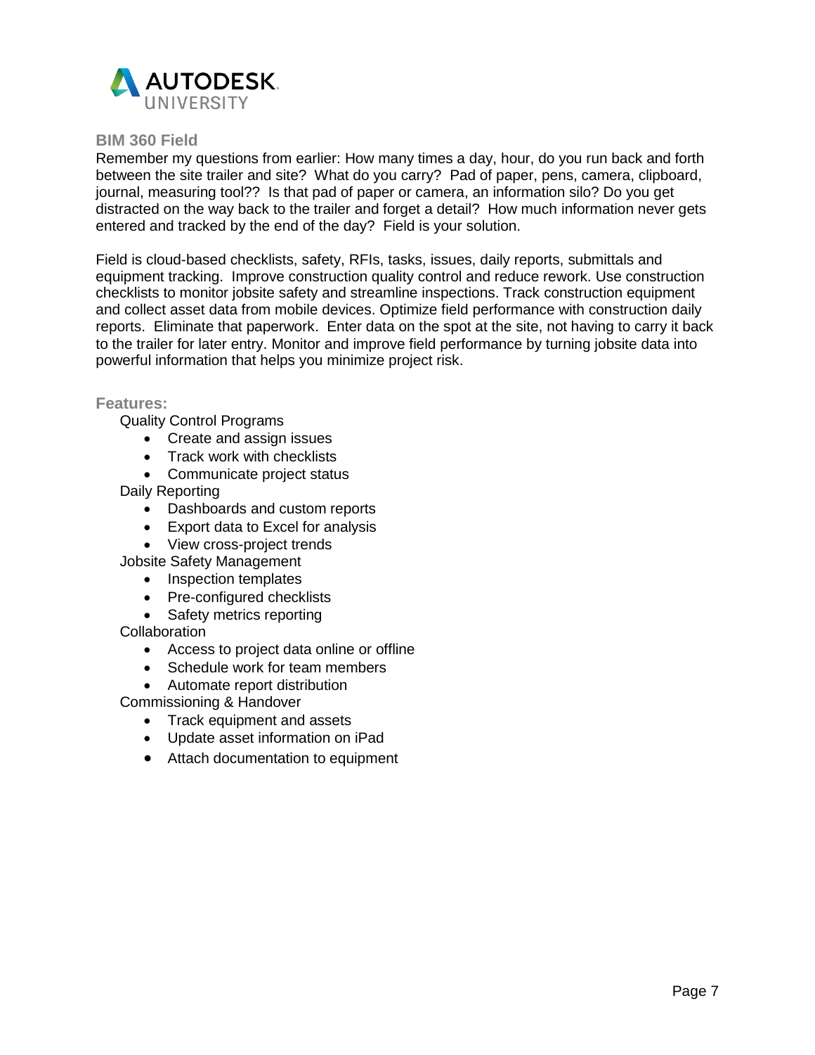## BIM 360 Field

Remember my questions from earlier: How many times a day, hour, do you run back and forth between the site trailer and site? What do you carry? Pad of paper, pens, camera, clipboard, journal, measuring tool?? Is that pad of paper or camera, an information silo? Do you get distracted on the way back to the trailer and forget a detail? How much information never gets entered and tracked by the end of the day? Field is your solution.

Field is cloud-based checklists, safety, RFIs, tasks, issues, daily reports, submittals and equipment tracking. Improve construction quality control and reduce rework. Use construction checklists to monitor jobsite safety and streamline inspections. Track construction equipment and collect asset data from mobile devices. Optimize field performance with construction daily reports. Eliminate that paperwork. Enter data on the spot at the site, not having to carry it back to the trailer for later entry. Monitor and improve field performance by turning jobsite data into powerful information that helps you minimize project risk.

### Features:

Quality Control Programs

- Create and assign issues
- Track work with checklists
- Communicate project status

Daily Reporting

- Dashboards and custom reports
- Export data to Excel for analysis
- View cross-project trends

Jobsite Safety Management

- Inspection templates
- Pre-configured checklists
- Safety metrics reporting

Collaboration

- Access to project data online or offline
- Schedule work for team members
- Automate report distribution

Commissioning & Handover

- Track equipment and assets
- Update asset information on iPad
- Attach documentation to equipment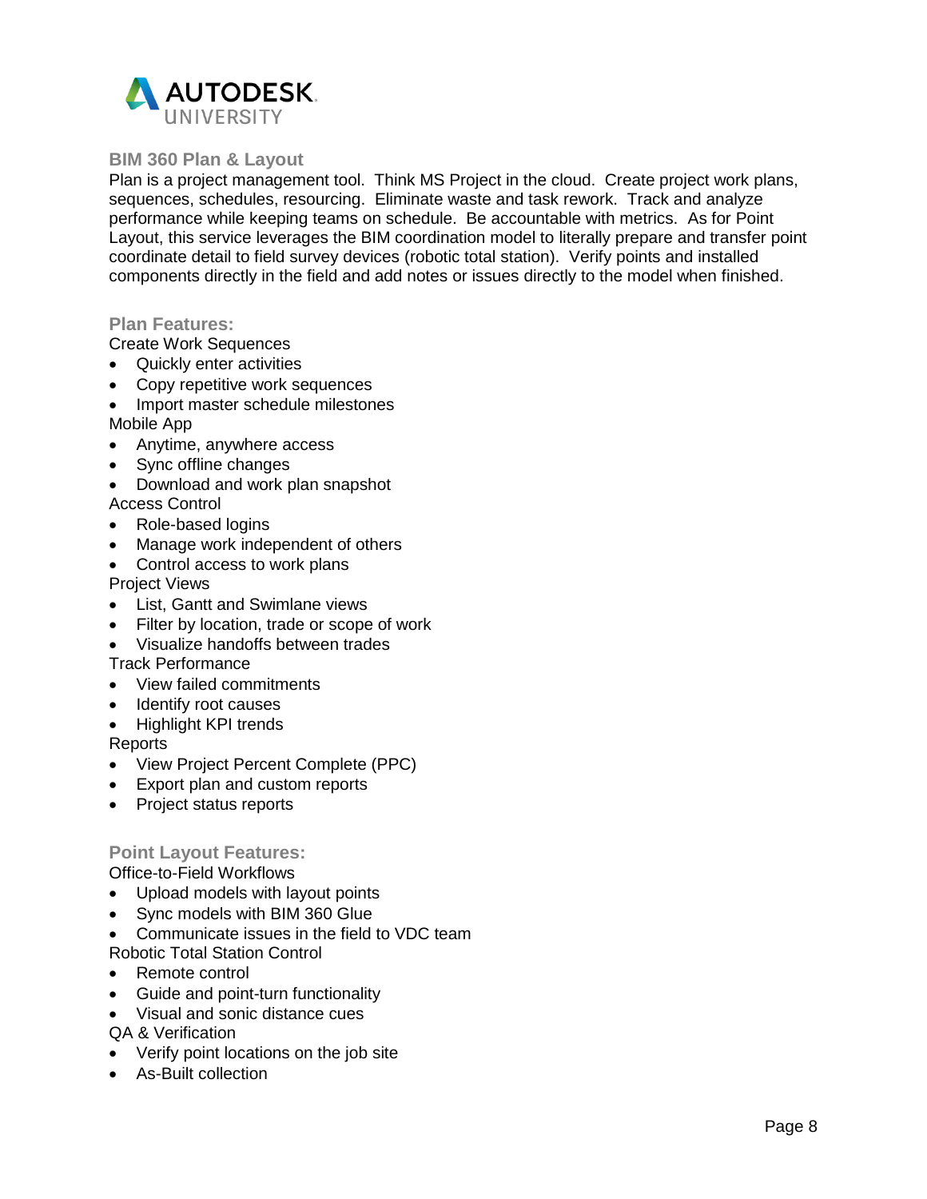## BIM 360 Plan & Layout

Plan is a project management tool. Think MS Project in the cloud. Create project work plans, sequences, schedules, resourcing. Eliminate waste and task rework. Track and analyze performance while keeping teams on schedule. Be accountable with metrics. As for Point Layout, this service leverages the BIM coordination model to literally prepare and transfer point coordinate detail to field survey devices (robotic total station). Verify points and installed components directly in the field and add notes or issues directly to the model when finished.

### Plan Features:

Create Work Sequences

- Quickly enter activities
- Copy repetitive work sequences
- Import master schedule milestones

Mobile App

- Anytime, anywhere access
- Sync offline changes
- Download and work plan snapshot

Access Control

- Role-based logins
- Manage work independent of others
- Control access to work plans

Project Views

- List, Gantt and Swimlane views
- Filter by location, trade or scope of work
- Visualize handoffs between trades

Track Performance

- View failed commitments
- Identify root causes
- Highlight KPI trends

Reports

- View Project Percent Complete (PPC)
- Export plan and custom reports
- Project status reports

### Point Layout Features:

Office-to-Field Workflows

- Upload models with layout points
- Sync models with BIM 360 Glue
- Communicate issues in the field to VDC team

Robotic Total Station Control

- Remote control
- Guide and point-turn functionality
- Visual and sonic distance cues

QA & Verification

- Verify point locations on the job site
- As-Built collection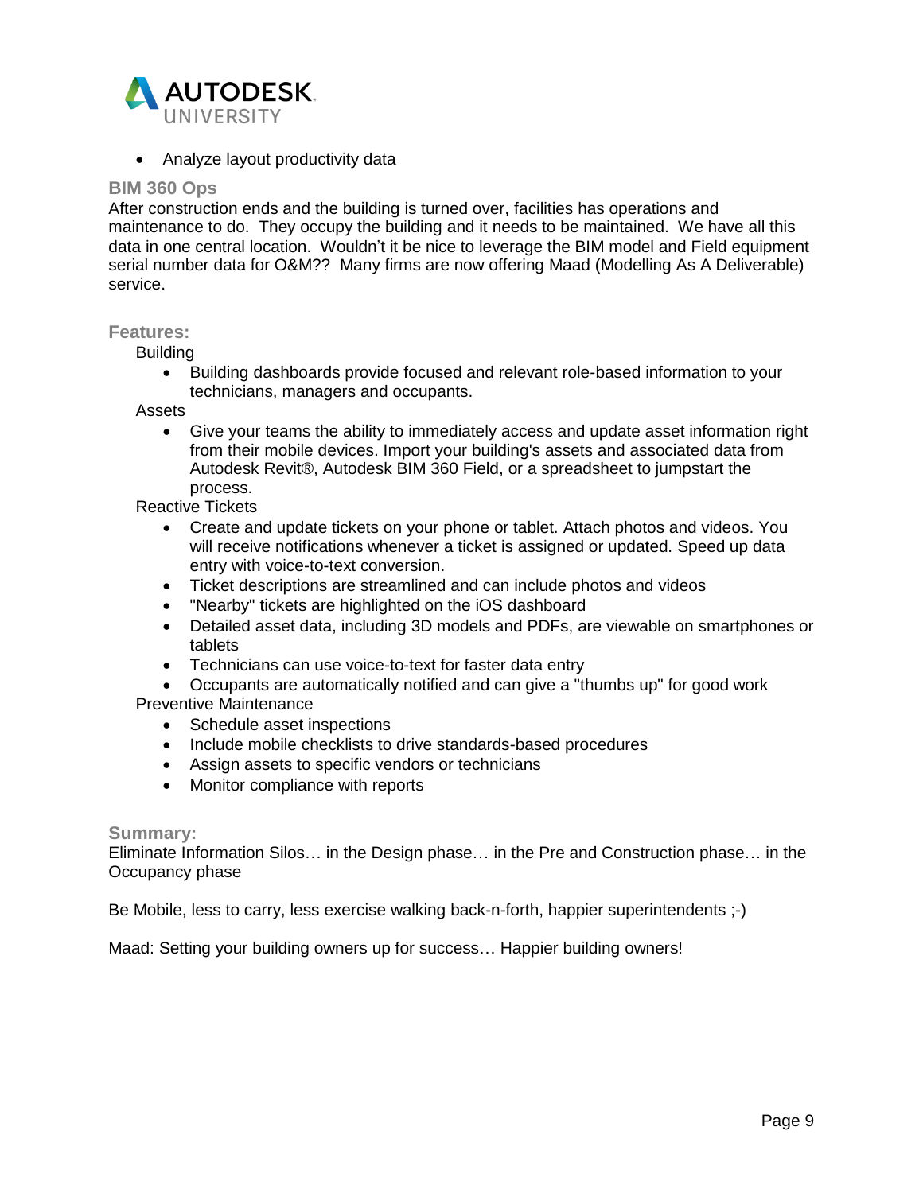- Analyze layout productivity data

### BIM 360 Ops

After construction ends and the building is turned over, facilities has operations and maintenance to do. They occupy the building and it needs to be maintained. We have all this data in one central location. Wouldn't it be nice to leverage the BIM model and Field equipment serial number data for O&M?? Many firms are now offering Maad (Modelling As A Deliverable) service.

### Features:

Building

- Building dashboards provide focused and relevant role-based information to your technicians, managers and occupants.

Assets

- Give your teams the ability to immediately access and update asset information right from their mobile devices. Import your building's assets and associated data from Autodesk Revit®, Autodesk BIM 360 Field, or a spreadsheet to jumpstart the process.

Reactive Tickets

- Create and update tickets on your phone or tablet. Attach photos and videos. You will receive notifications whenever a ticket is assigned or updated. Speed up data entry with voice-to-text conversion.
- Ticket descriptions are streamlined and can include photos and videos
- "Nearby" tickets are highlighted on the iOS dashboard
- Detailed asset data, including 3D models and PDFs, are viewable on smartphones or tablets
- Technicians can use voice-to-text for faster data entry
- Occupants are automatically notified and can give a "thumbs up" for good work

Preventive Maintenance

- Schedule asset inspections
- Include mobile checklists to drive standards-based procedures
- Assign assets to specific vendors or technicians
- Monitor compliance with reports

### Summary:

Eliminate Information Silos… in the Design phase… in the Pre and Construction phase… in the Occupancy phase

Be Mobile, less to carry, less exercise walking back-n-forth, happier superintendents ;-)

Maad: Setting your building owners up for success… Happier building owners!